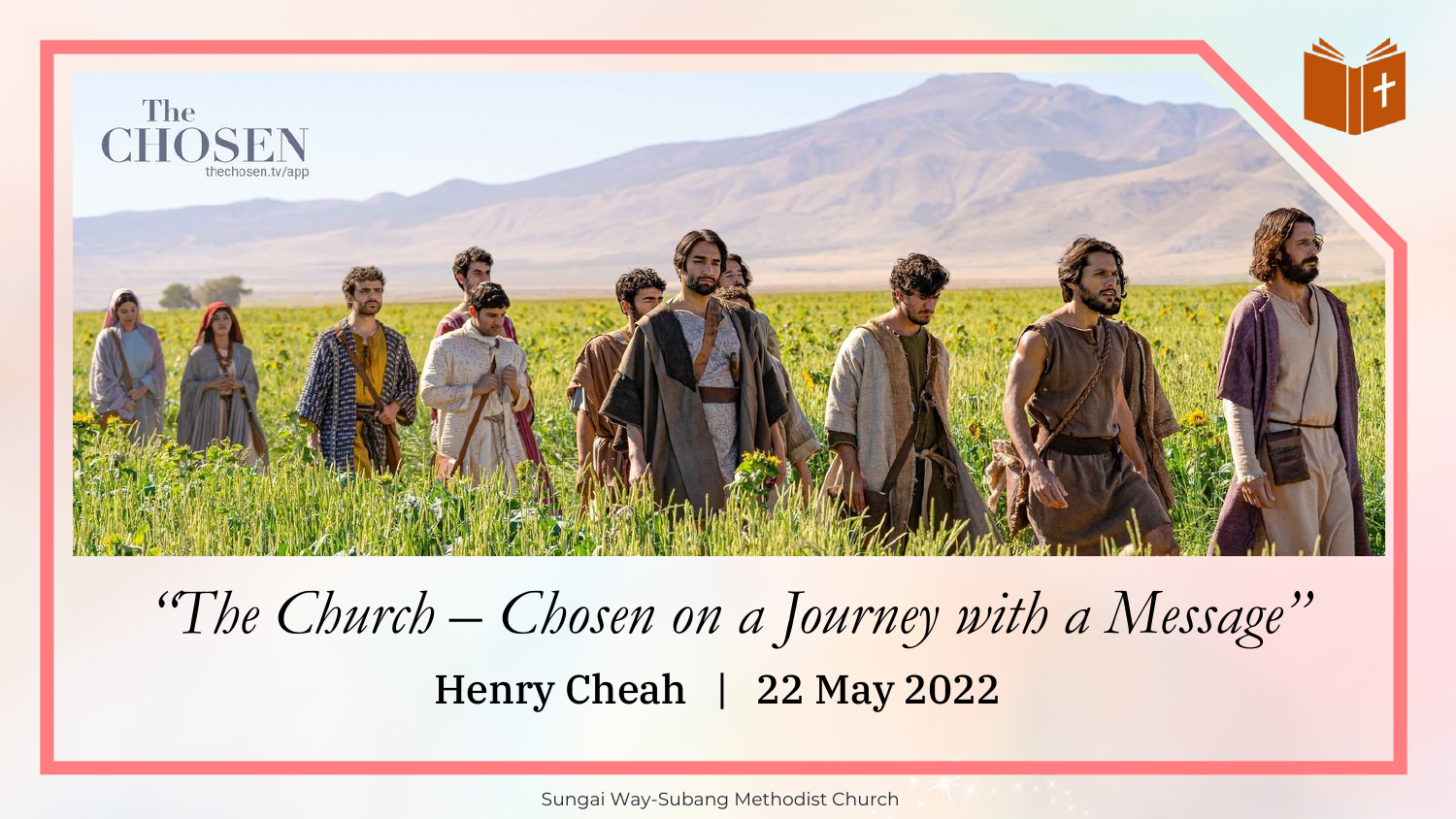# "The Church – Chosen on a Journey with a Message"

**Henry Cheah | 22 May 2022**

The CHOSEN
thechosen.tv/app

Sungai Way-Subang Methodist Church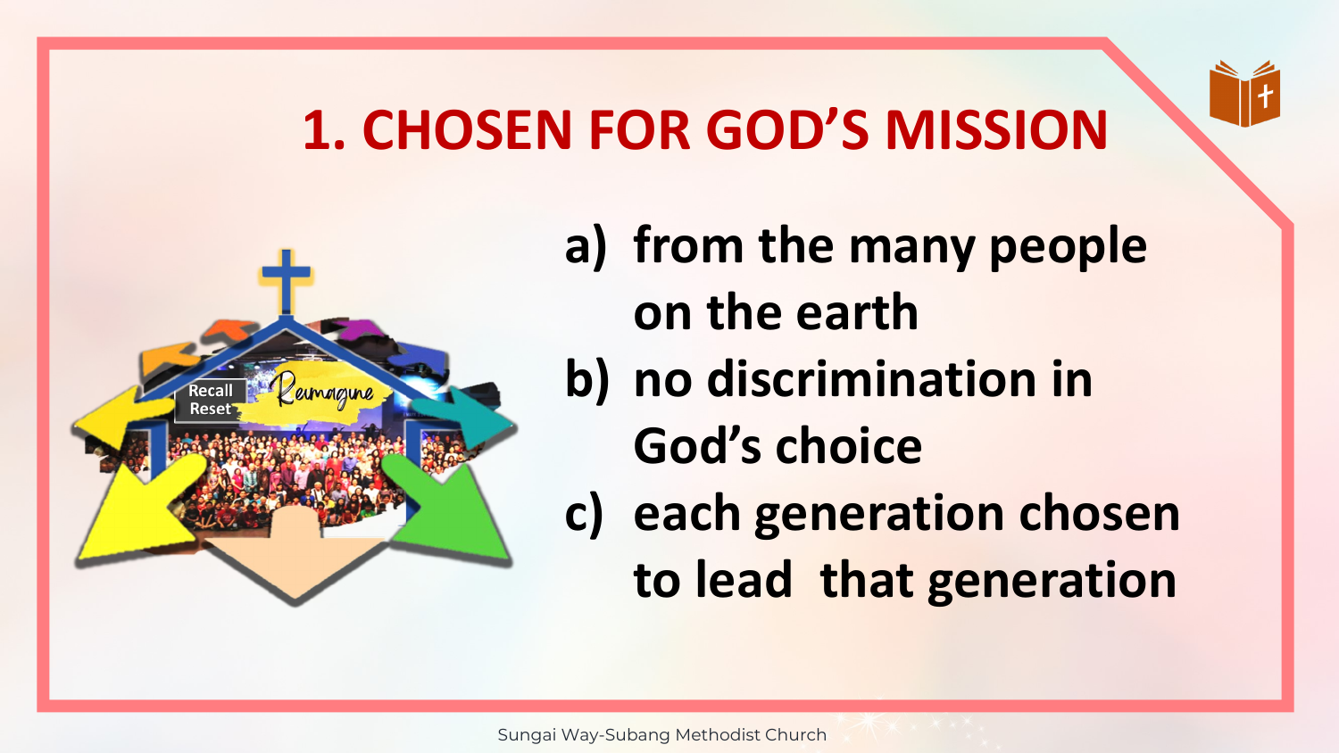# 1. CHOSEN FOR GOD'S MISSION

a) from the many people on the earth
b) no discrimination in God's choice
c) each generation chosen to lead that generation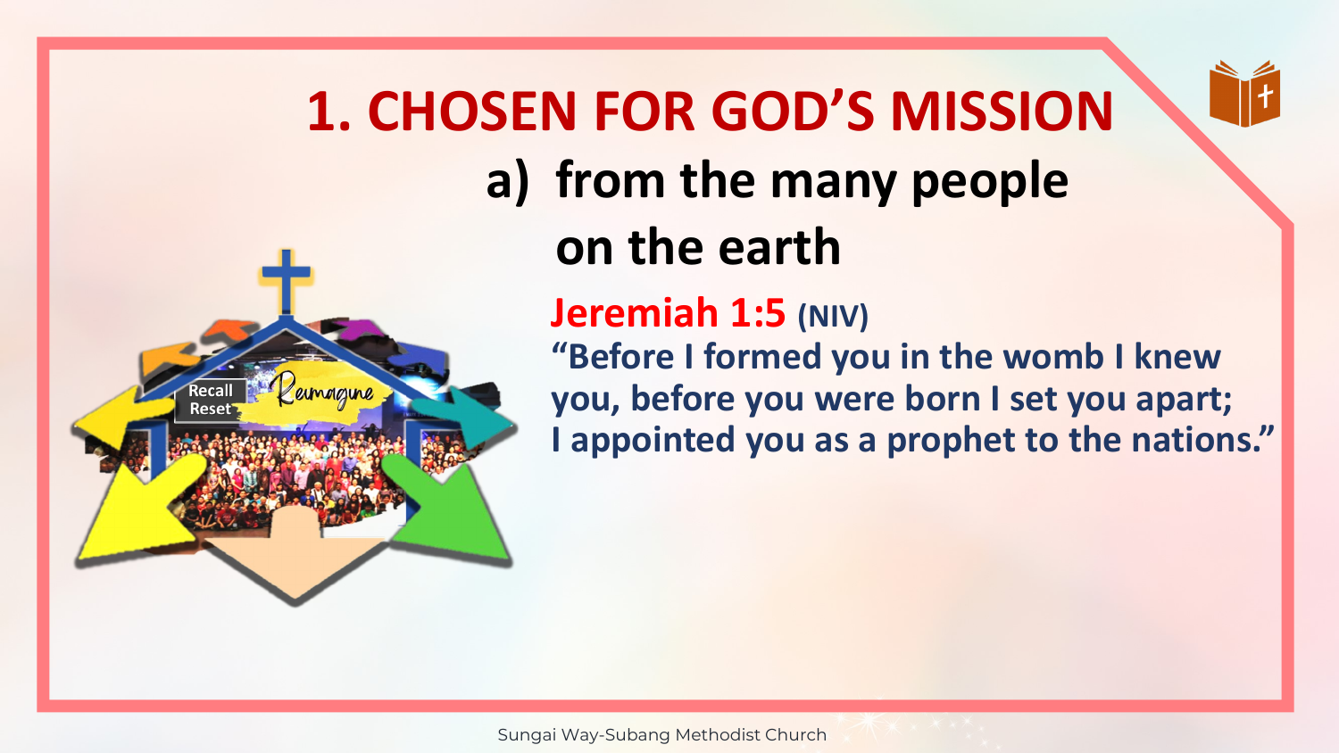# 1. CHOSEN FOR GOD'S MISSION

## a) from the many people on the earth

**Jeremiah 1:5** (NIV)

"Before I formed you in the womb I knew you, before you were born I set you apart; I appointed you as a prophet to the nations."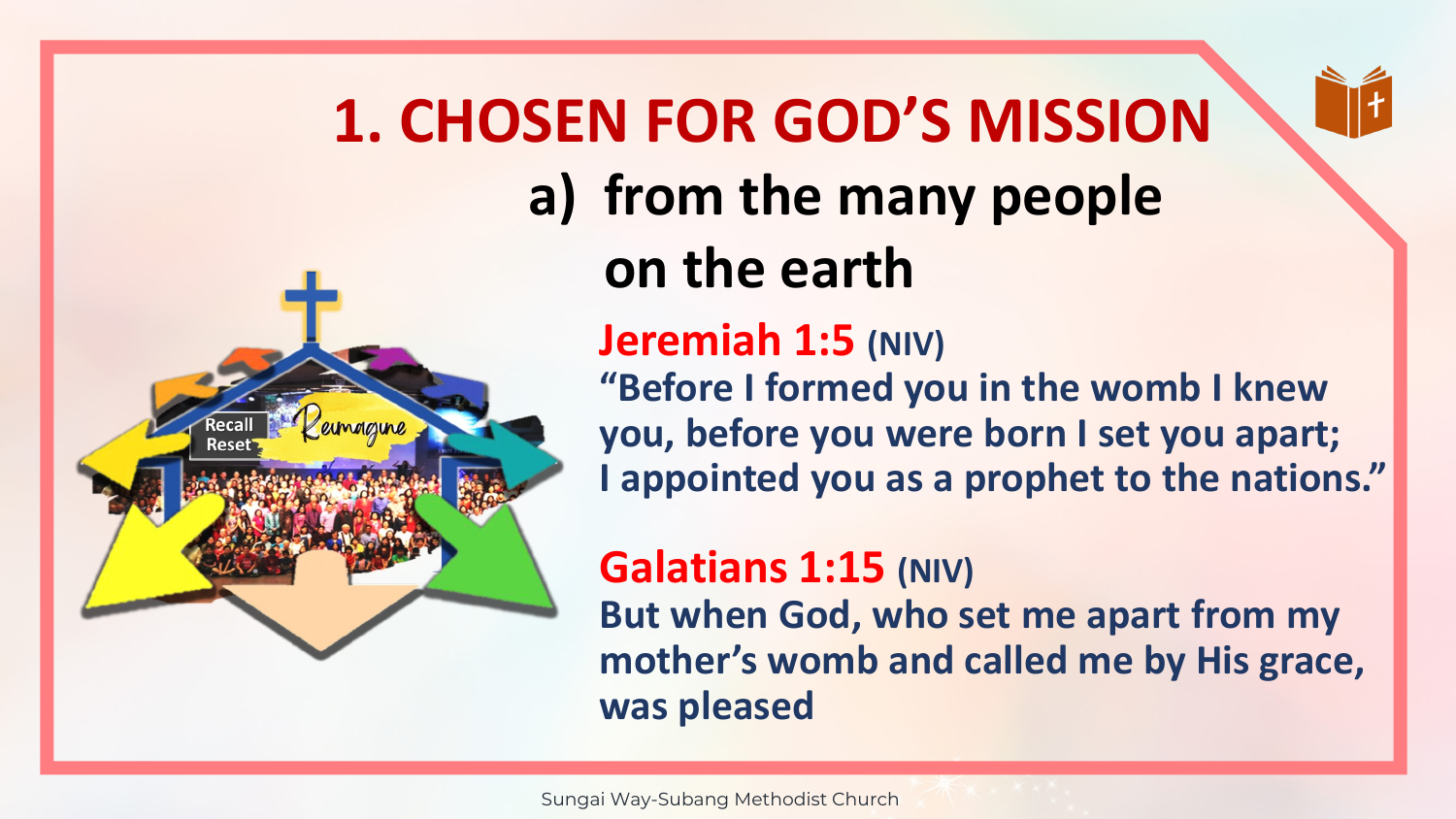# 1. CHOSEN FOR GOD'S MISSION

## a) from the many people on the earth

**Jeremiah 1:5** (NIV)

"Before I formed you in the womb I knew you, before you were born I set you apart; I appointed you as a prophet to the nations."

**Galatians 1:15** (NIV)

But when God, who set me apart from my mother's womb and called me by His grace, was pleased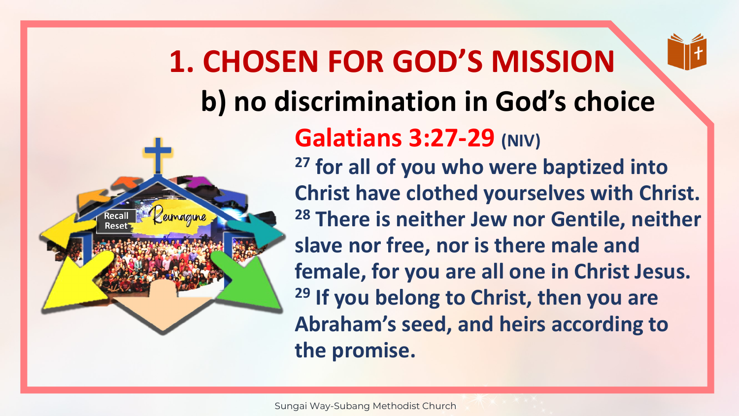# 1. CHOSEN FOR GOD'S MISSION

## b) no discrimination in God's choice

**Galatians 3:27-29** (NIV)

[27] for all of you who were baptized into Christ have clothed yourselves with Christ. [28] There is neither Jew nor Gentile, neither slave nor free, nor is there male and female, for you are all one in Christ Jesus. [29] If you belong to Christ, then you are Abraham's seed, and heirs according to the promise.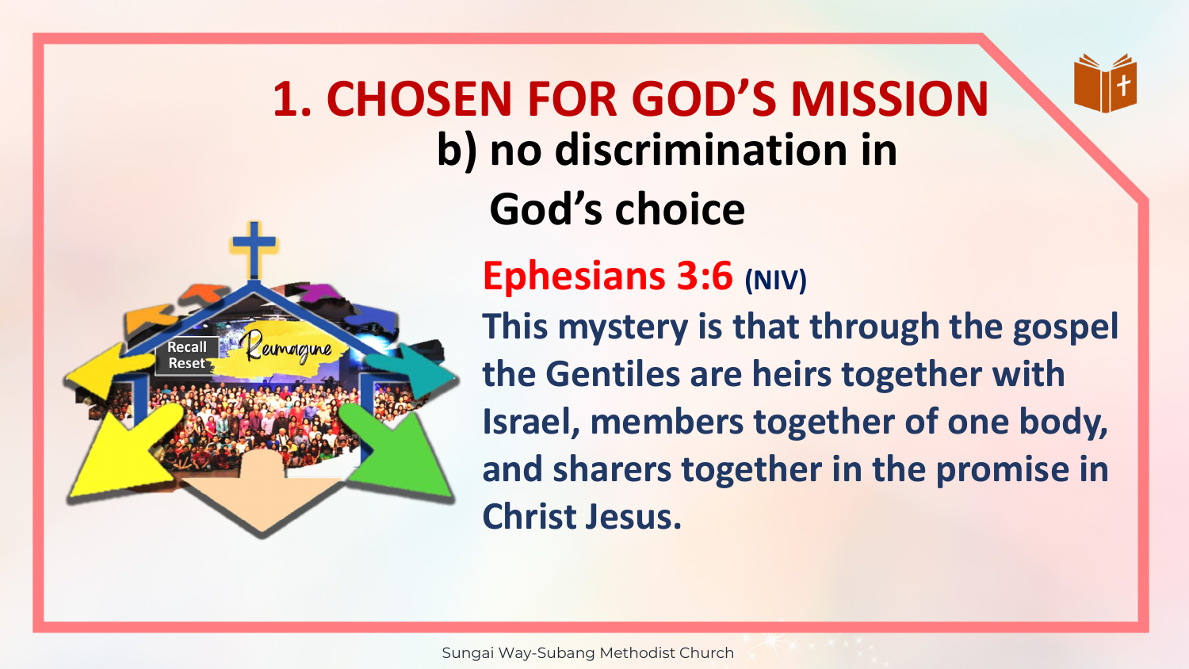# 1. CHOSEN FOR GOD'S MISSION

## b) no discrimination in God's choice

**Ephesians 3:6** (NIV)

**This mystery is that through the gospel the Gentiles are heirs together with Israel, members together of one body, and sharers together in the promise in Christ Jesus.**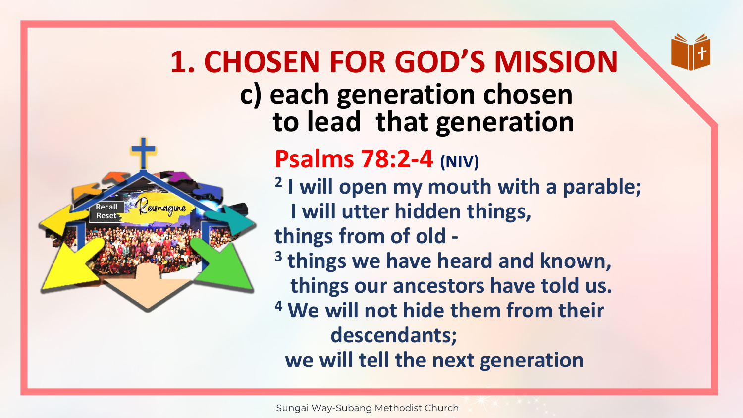# 1. CHOSEN FOR GOD'S MISSION

## c) each generation chosen to lead that generation

**Psalms 78:2-4 (NIV)**

[2] I will open my mouth with a parable;
I will utter hidden things,
things from of old -
[3] things we have heard and known,
things our ancestors have told us.
[4] We will not hide them from their descendants;
we will tell the next generation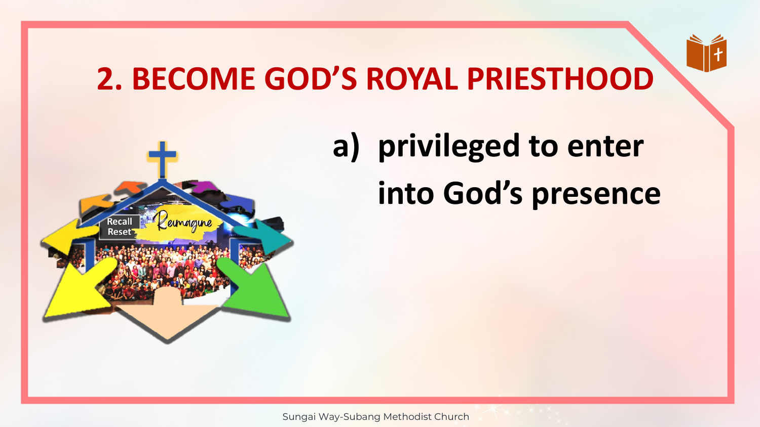# 2. BECOME GOD'S ROYAL PRIESTHOOD

a) privileged to enter into God's presence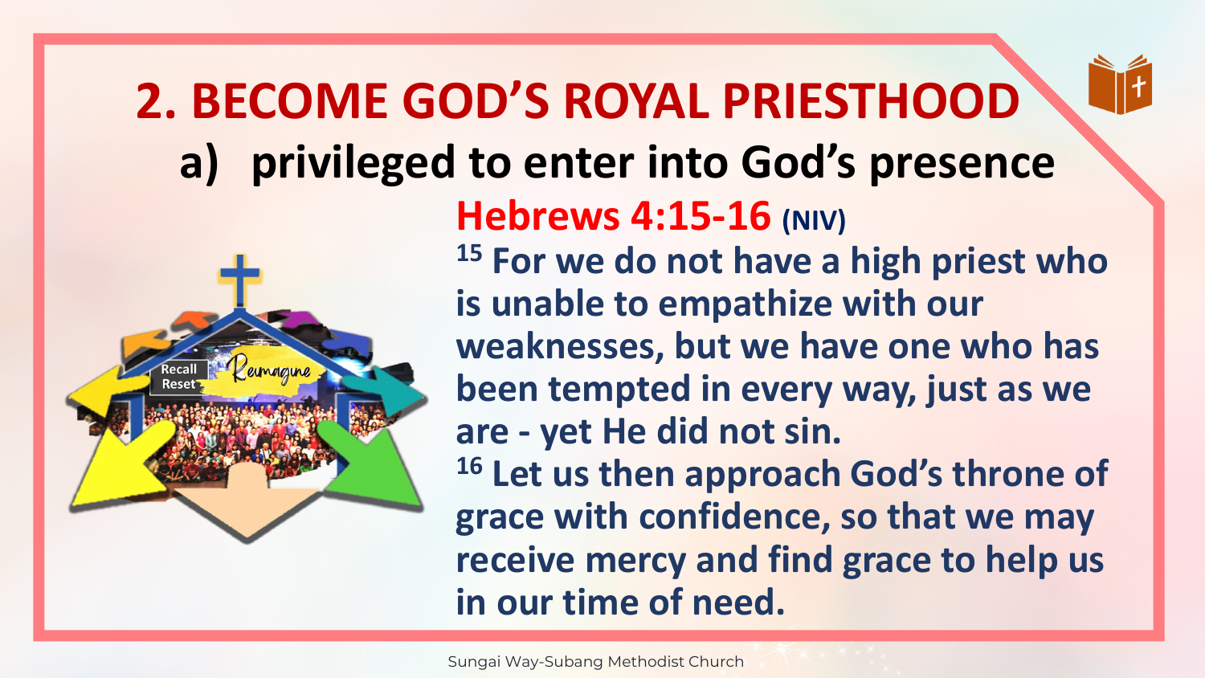# 2. BECOME GOD'S ROYAL PRIESTHOOD

## a) privileged to enter into God's presence

**Hebrews 4:15-16 (NIV)**

**15 For we do not have a high priest who is unable to empathize with our weaknesses, but we have one who has been tempted in every way, just as we are - yet He did not sin.**

**16 Let us then approach God's throne of grace with confidence, so that we may receive mercy and find grace to help us in our time of need.**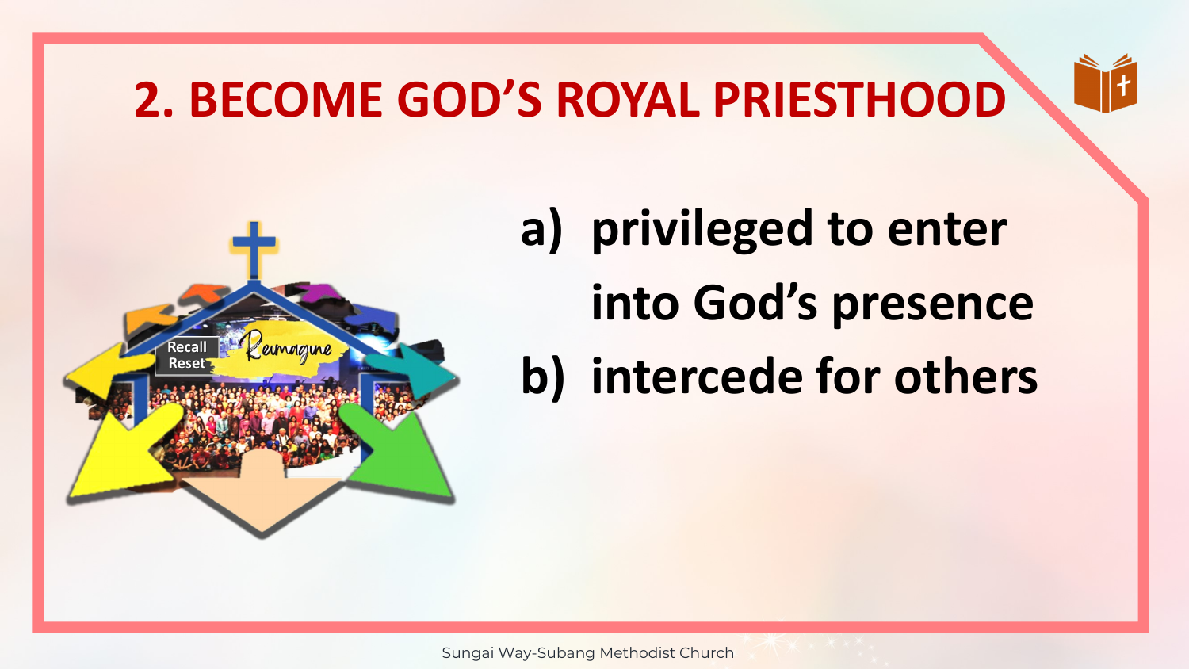# 2. BECOME GOD'S ROYAL PRIESTHOOD

a) privileged to enter into God's presence

b) intercede for others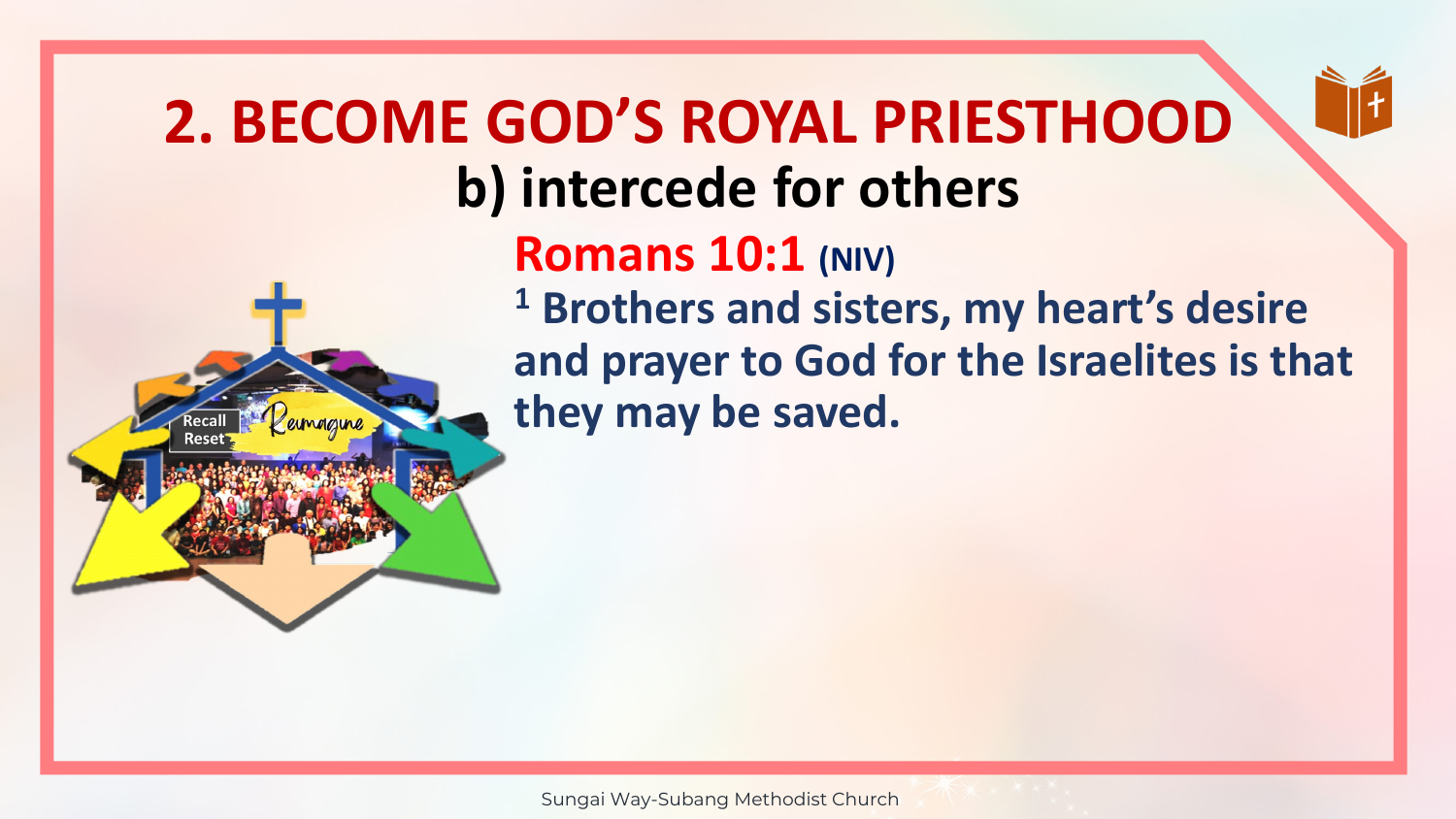# 2. BECOME GOD'S ROYAL PRIESTHOOD

## b) intercede for others

**Romans 10:1 (NIV)**

[1] Brothers and sisters, my heart's desire and prayer to God for the Israelites is that they may be saved.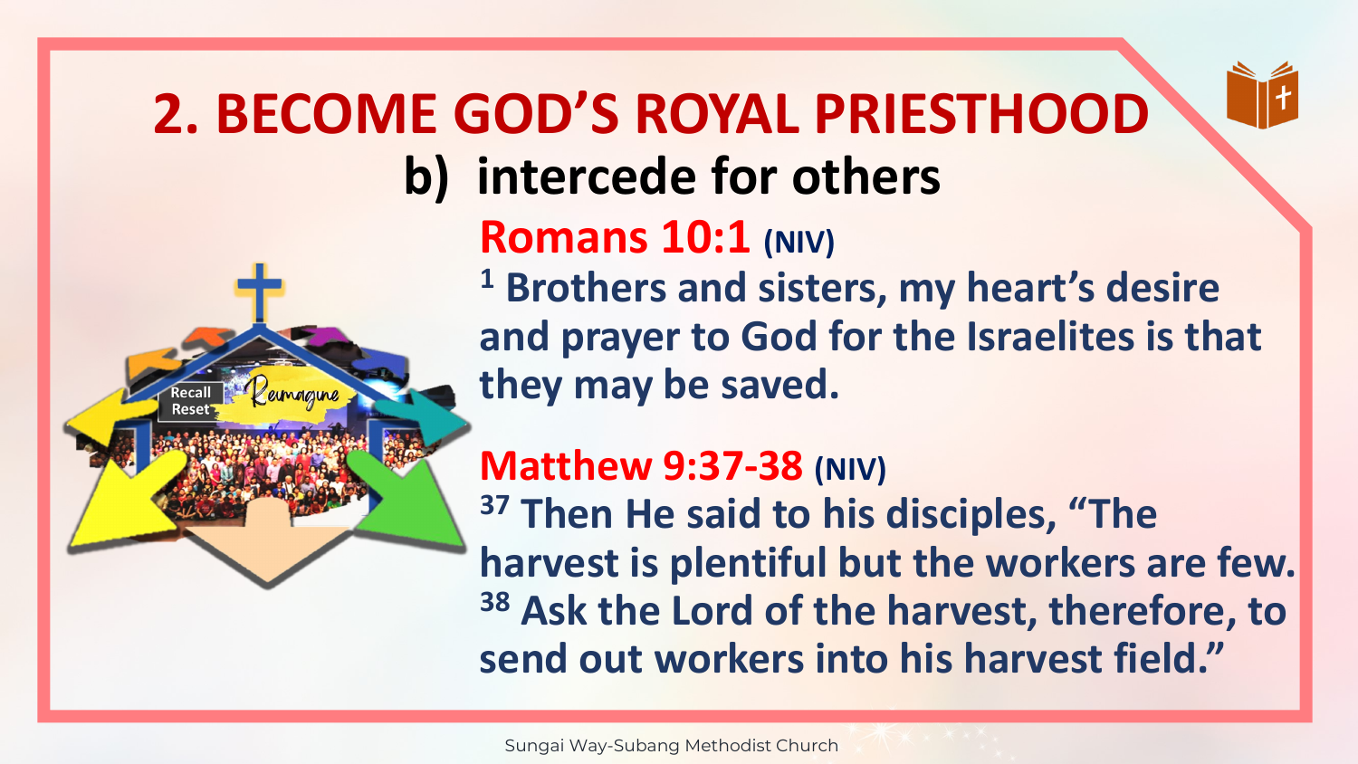# 2. BECOME GOD'S ROYAL PRIESTHOOD

## b) intercede for others

**Romans 10:1 (NIV)**

[1] Brothers and sisters, my heart's desire and prayer to God for the Israelites is that they may be saved.

**Matthew 9:37-38 (NIV)**

[37] Then He said to his disciples, "The harvest is plentiful but the workers are few. [38] Ask the Lord of the harvest, therefore, to send out workers into his harvest field."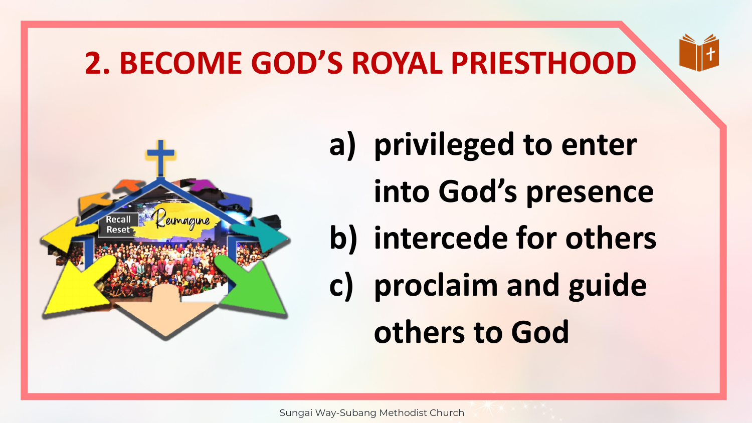# 2. BECOME GOD'S ROYAL PRIESTHOOD

a) privileged to enter into God's presence

b) intercede for others

c) proclaim and guide others to God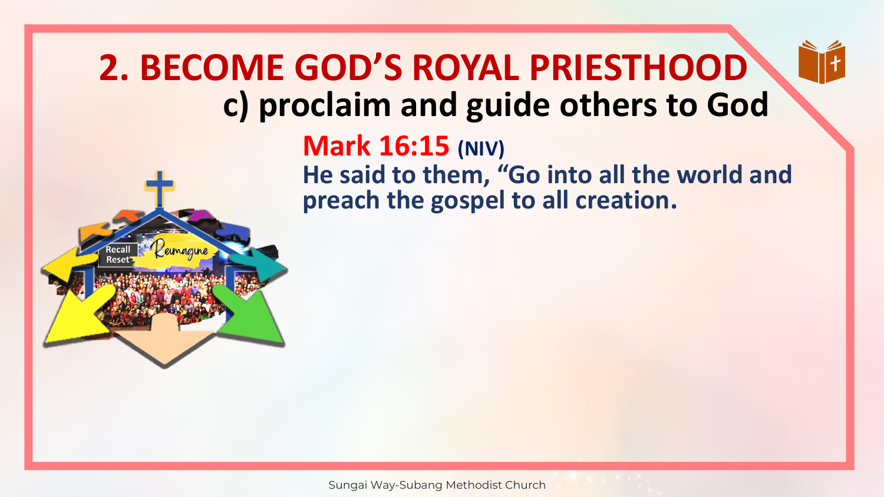# 2. BECOME GOD'S ROYAL PRIESTHOOD

## c) proclaim and guide others to God

**Mark 16:15** (NIV)

**He said to them, "Go into all the world and preach the gospel to all creation.**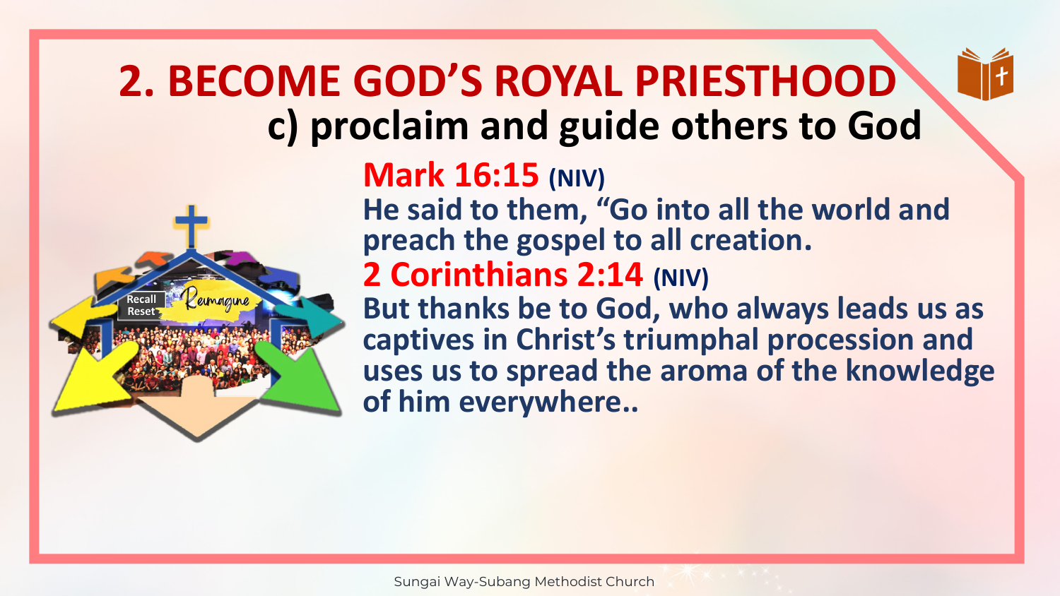# 2. BECOME GOD'S ROYAL PRIESTHOOD

## c) proclaim and guide others to God

**Mark 16:15 (NIV)**

**He said to them, "Go into all the world and preach the gospel to all creation.**

**2 Corinthians 2:14 (NIV)**

**But thanks be to God, who always leads us as captives in Christ's triumphal procession and uses us to spread the aroma of the knowledge of him everywhere..**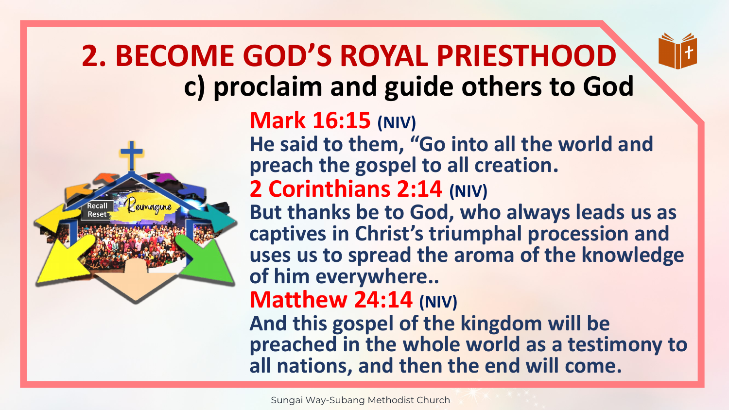# 2. BECOME GOD'S ROYAL PRIESTHOOD

## c) proclaim and guide others to God

**Mark 16:15** (NIV)

He said to them, "Go into all the world and preach the gospel to all creation.

**2 Corinthians 2:14** (NIV)

But thanks be to God, who always leads us as captives in Christ's triumphal procession and uses us to spread the aroma of the knowledge of him everywhere..

**Matthew 24:14** (NIV)

And this gospel of the kingdom will be preached in the whole world as a testimony to all nations, and then the end will come.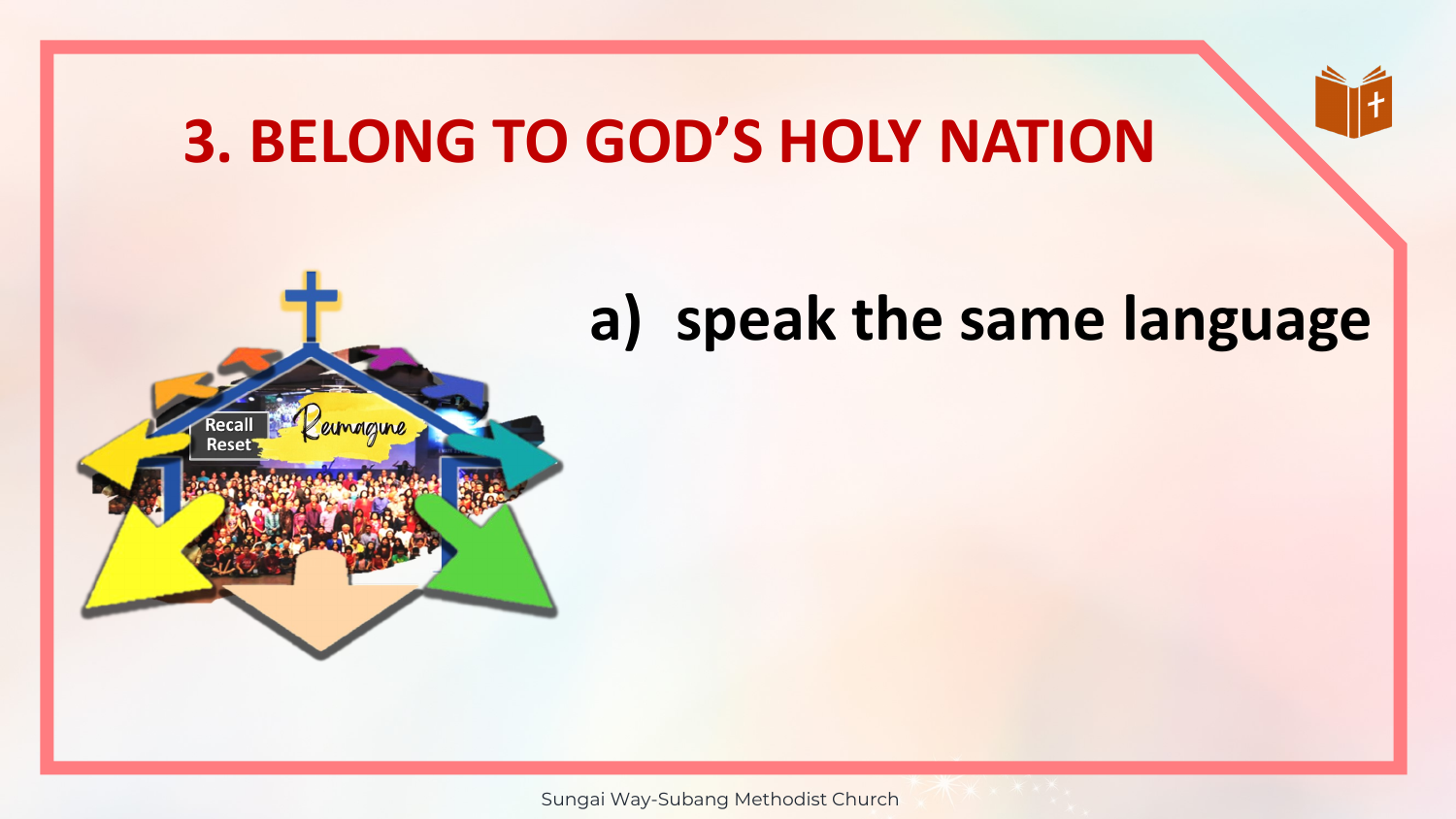# 3. BELONG TO GOD'S HOLY NATION

a) speak the same language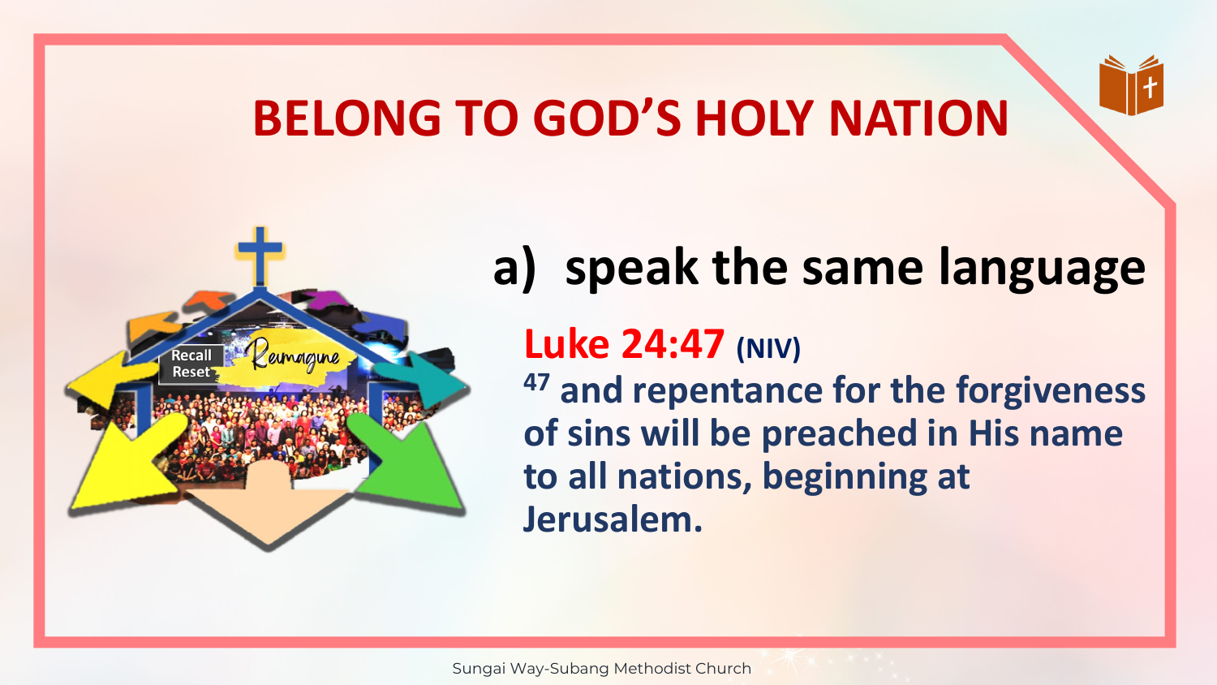# BELONG TO GOD'S HOLY NATION

## a) speak the same language

**Luke 24:47** (NIV)

[47] and repentance for the forgiveness of sins will be preached in His name to all nations, beginning at Jerusalem.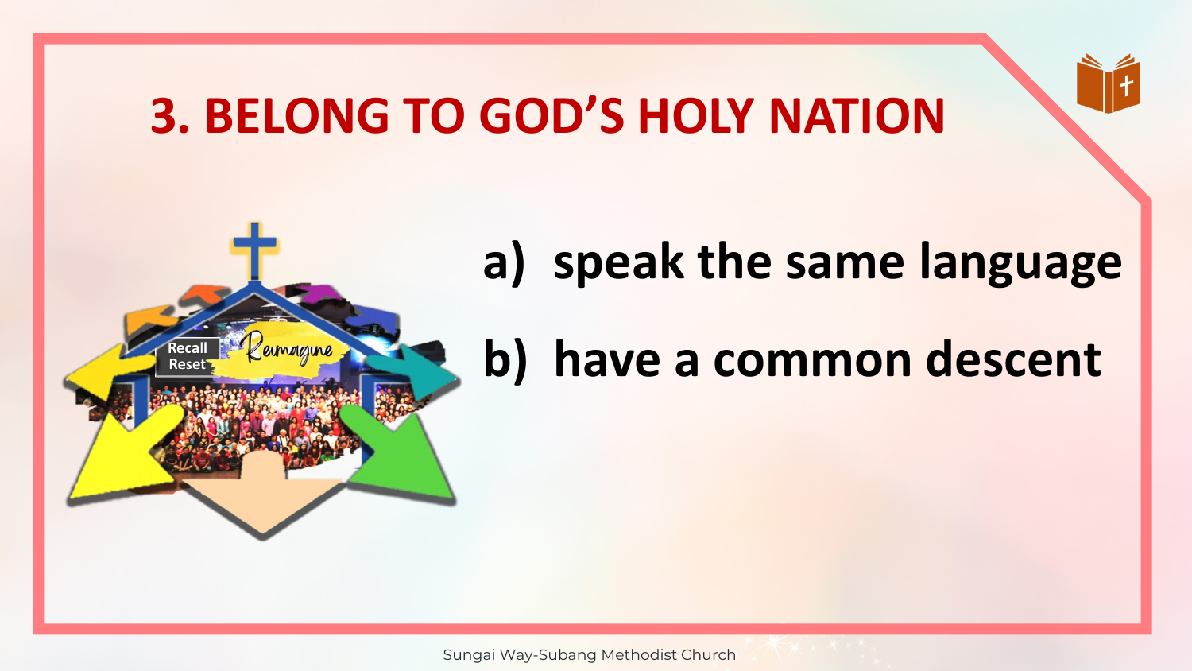# 3. BELONG TO GOD'S HOLY NATION

a) speak the same language

b) have a common descent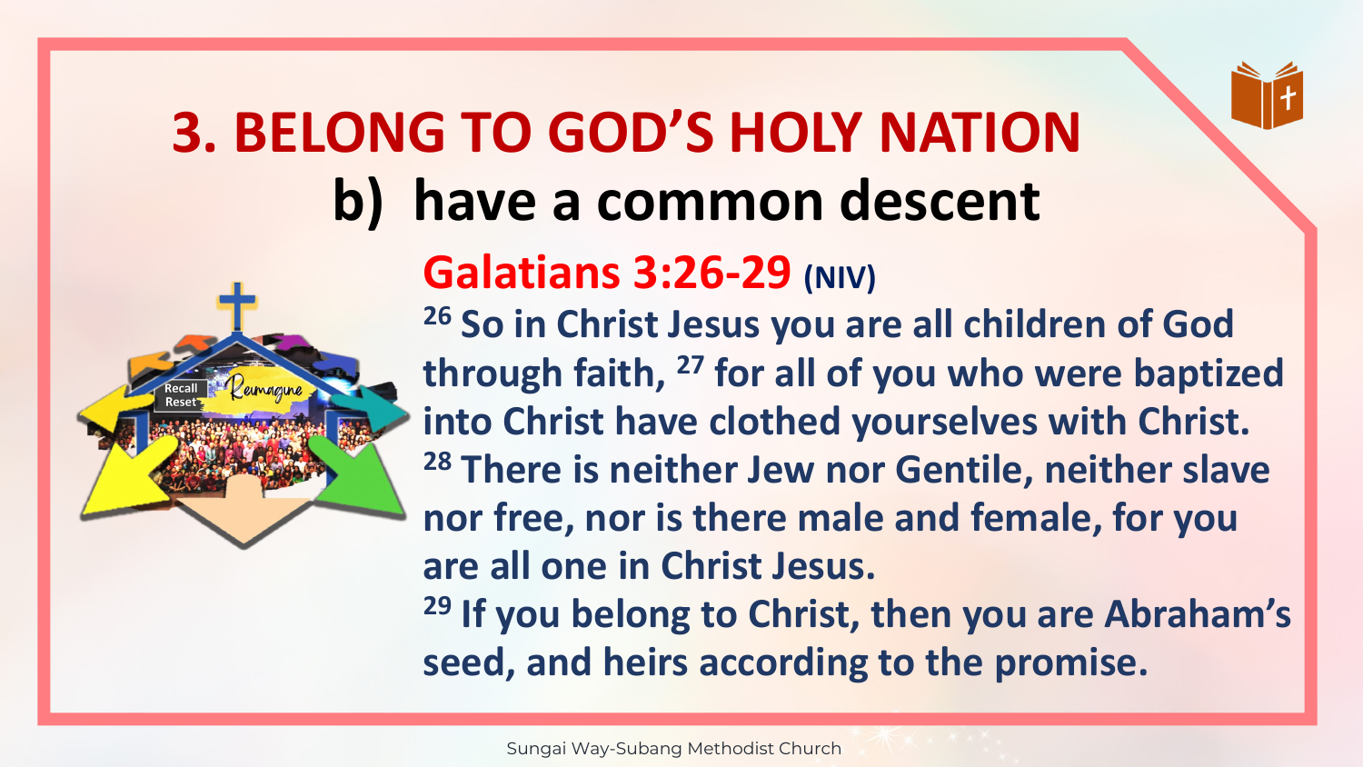# 3. BELONG TO GOD'S HOLY NATION

## b) have a common descent

**Galatians 3:26-29** (NIV)

[26] So in Christ Jesus you are all children of God through faith, [27] for all of you who were baptized into Christ have clothed yourselves with Christ. [28] There is neither Jew nor Gentile, neither slave nor free, nor is there male and female, for you are all one in Christ Jesus. [29] If you belong to Christ, then you are Abraham's seed, and heirs according to the promise.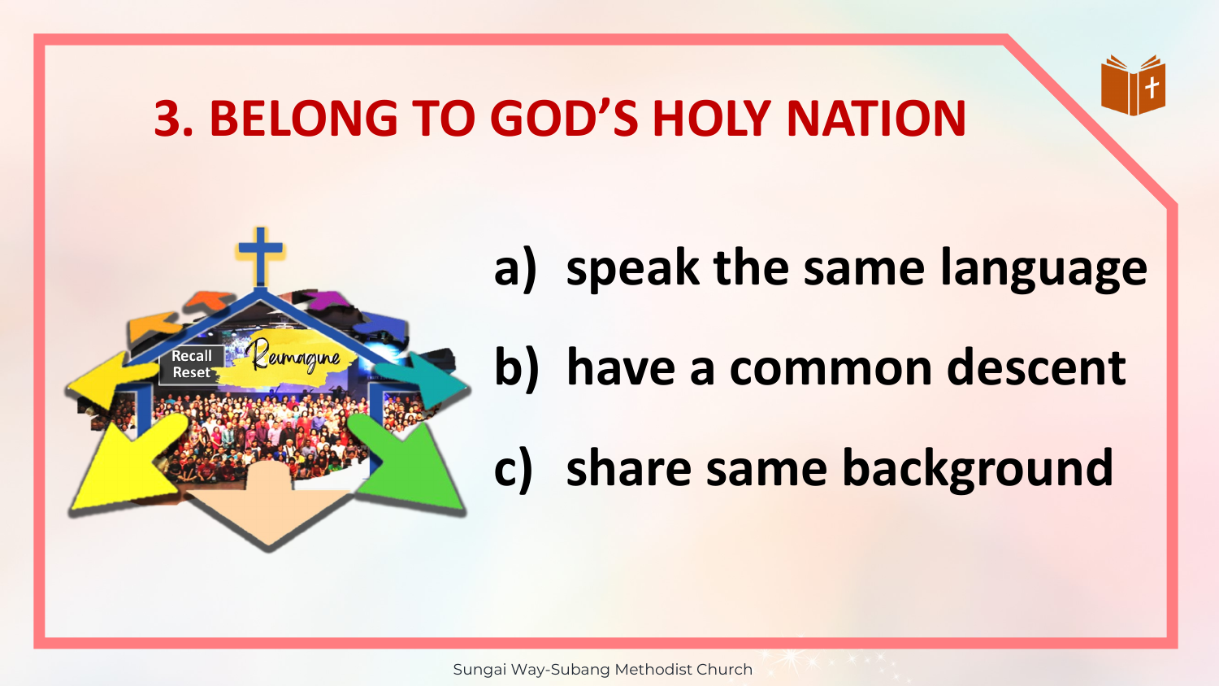# 3. BELONG TO GOD'S HOLY NATION

a) speak the same language

b) have a common descent

c) share same background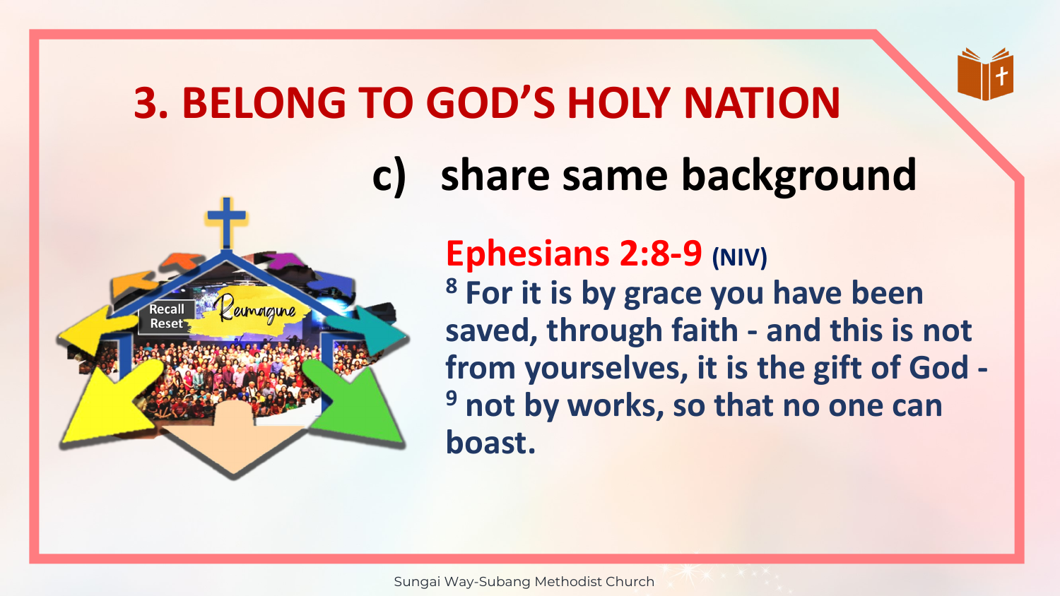# 3. BELONG TO GOD'S HOLY NATION

## c) share same background

**Ephesians 2:8-9** (NIV)

[8] For it is by grace you have been saved, through faith - and this is not from yourselves, it is the gift of God - [9] not by works, so that no one can boast.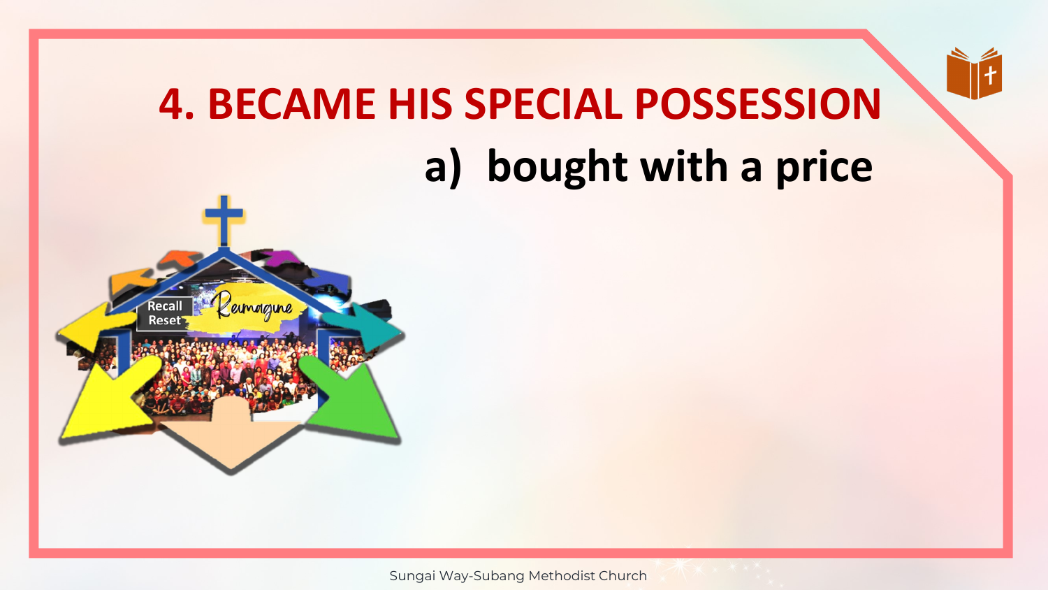# 4. BECAME HIS SPECIAL POSSESSION

## a) bought with a price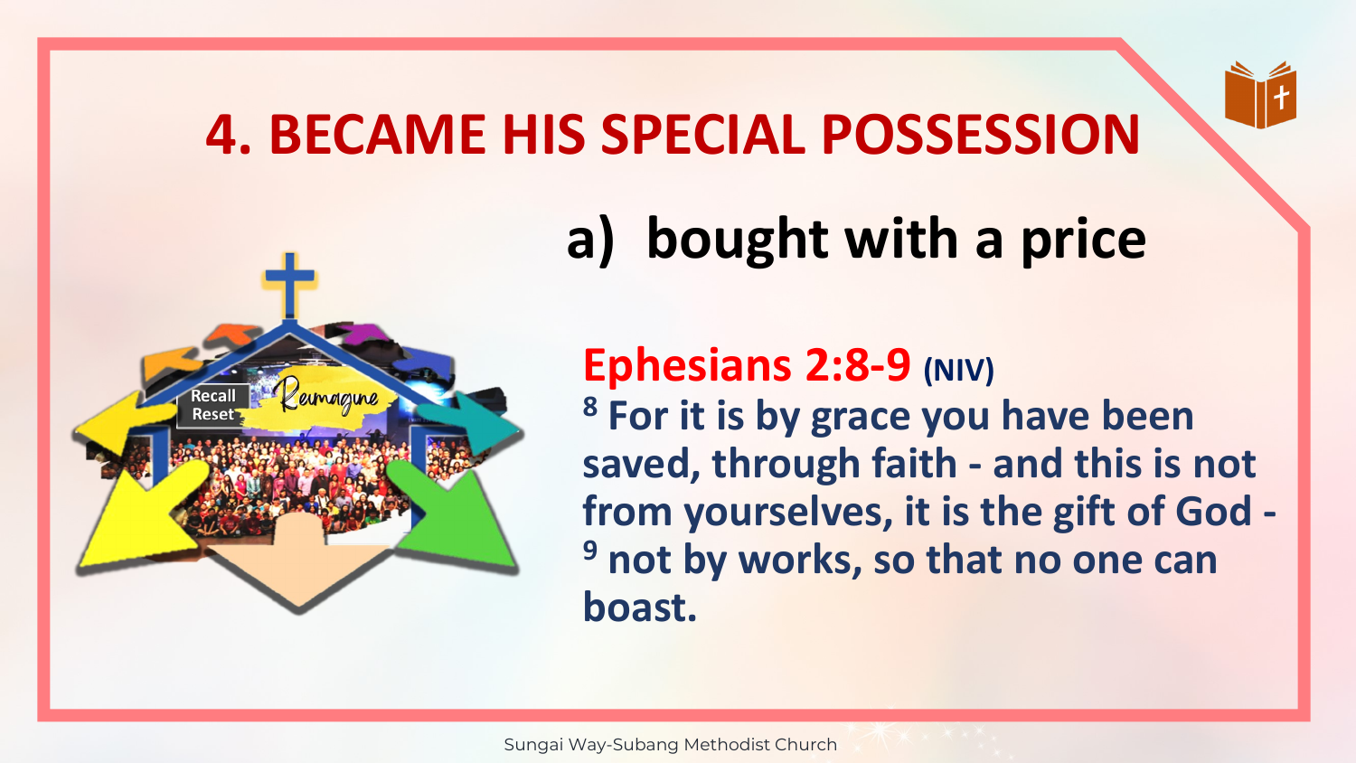# 4. BECAME HIS SPECIAL POSSESSION

## a) bought with a price

**Ephesians 2:8-9** (NIV)

[8] For it is by grace you have been saved, through faith - and this is not from yourselves, it is the gift of God - [9] not by works, so that no one can boast.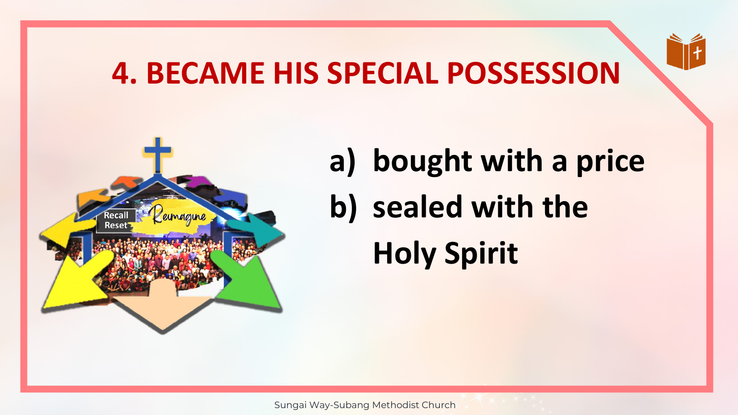# 4. BECAME HIS SPECIAL POSSESSION

a) bought with a price

b) sealed with the Holy Spirit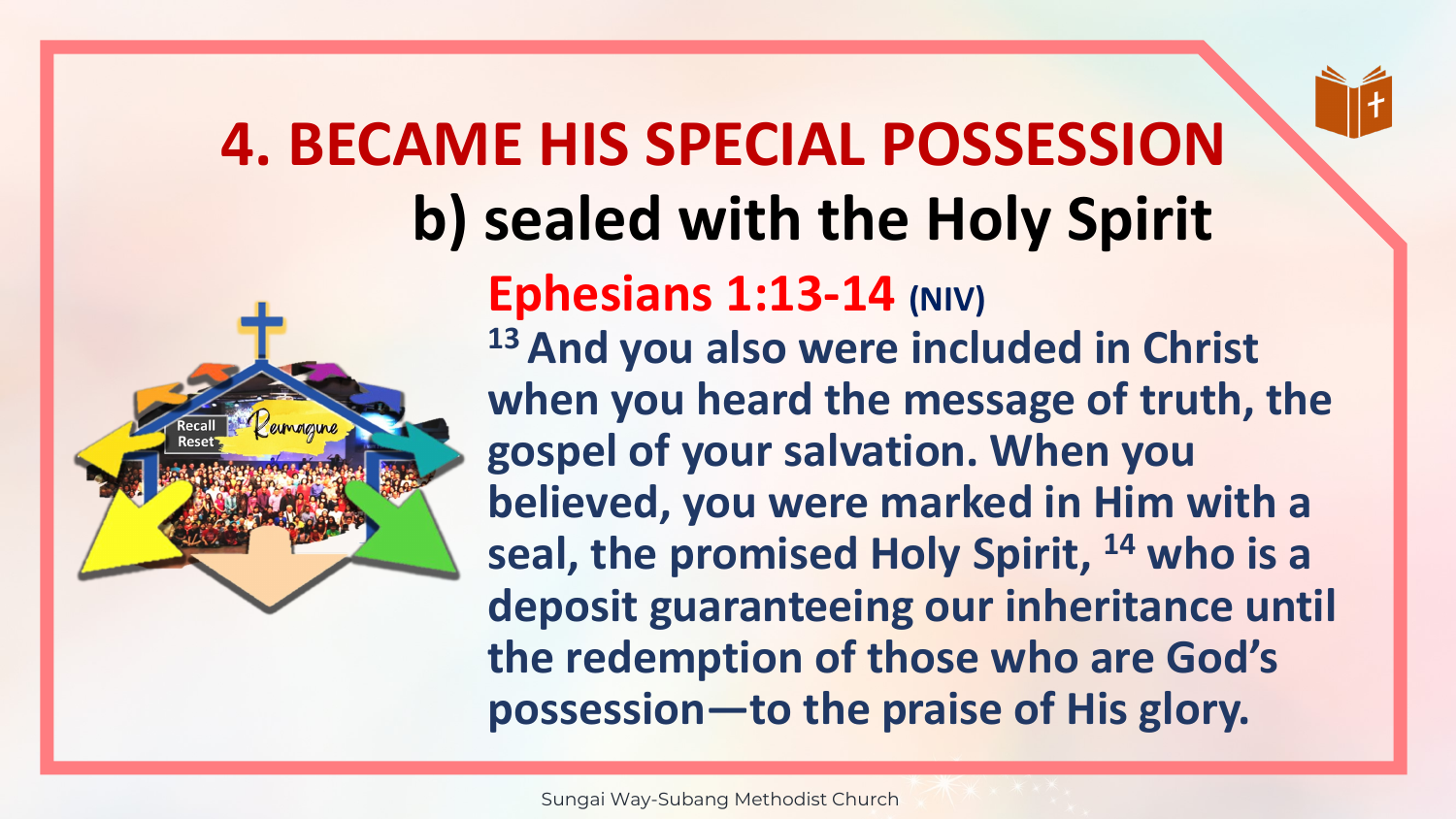# 4. BECAME HIS SPECIAL POSSESSION

## b) sealed with the Holy Spirit

**Ephesians 1:13-14 (NIV)**

**[13] And you also were included in Christ when you heard the message of truth, the gospel of your salvation. When you believed, you were marked in Him with a seal, the promised Holy Spirit, [14] who is a deposit guaranteeing our inheritance until the redemption of those who are God's possession—to the praise of His glory.**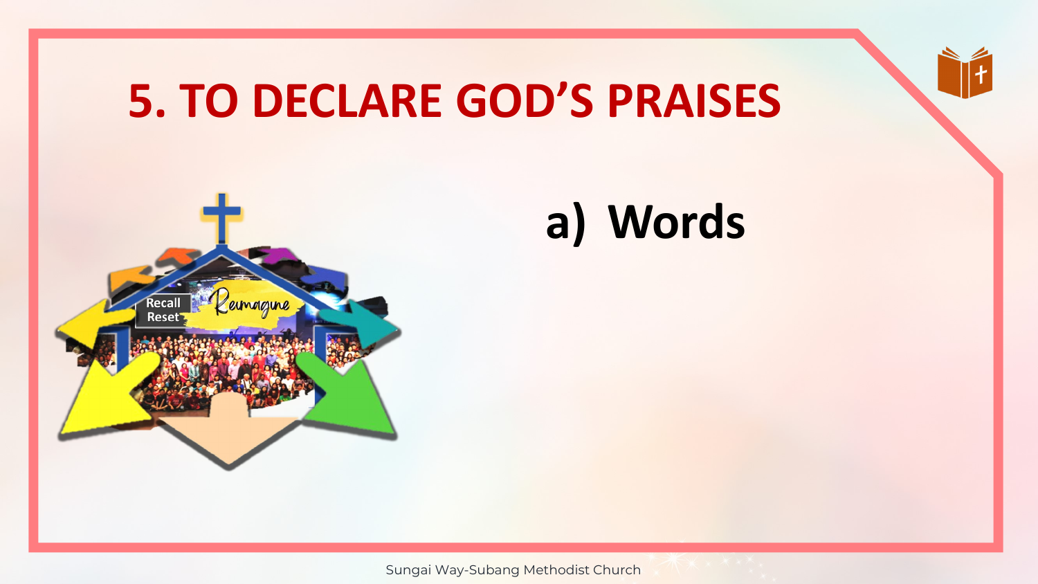# 5. TO DECLARE GOD'S PRAISES

a) Words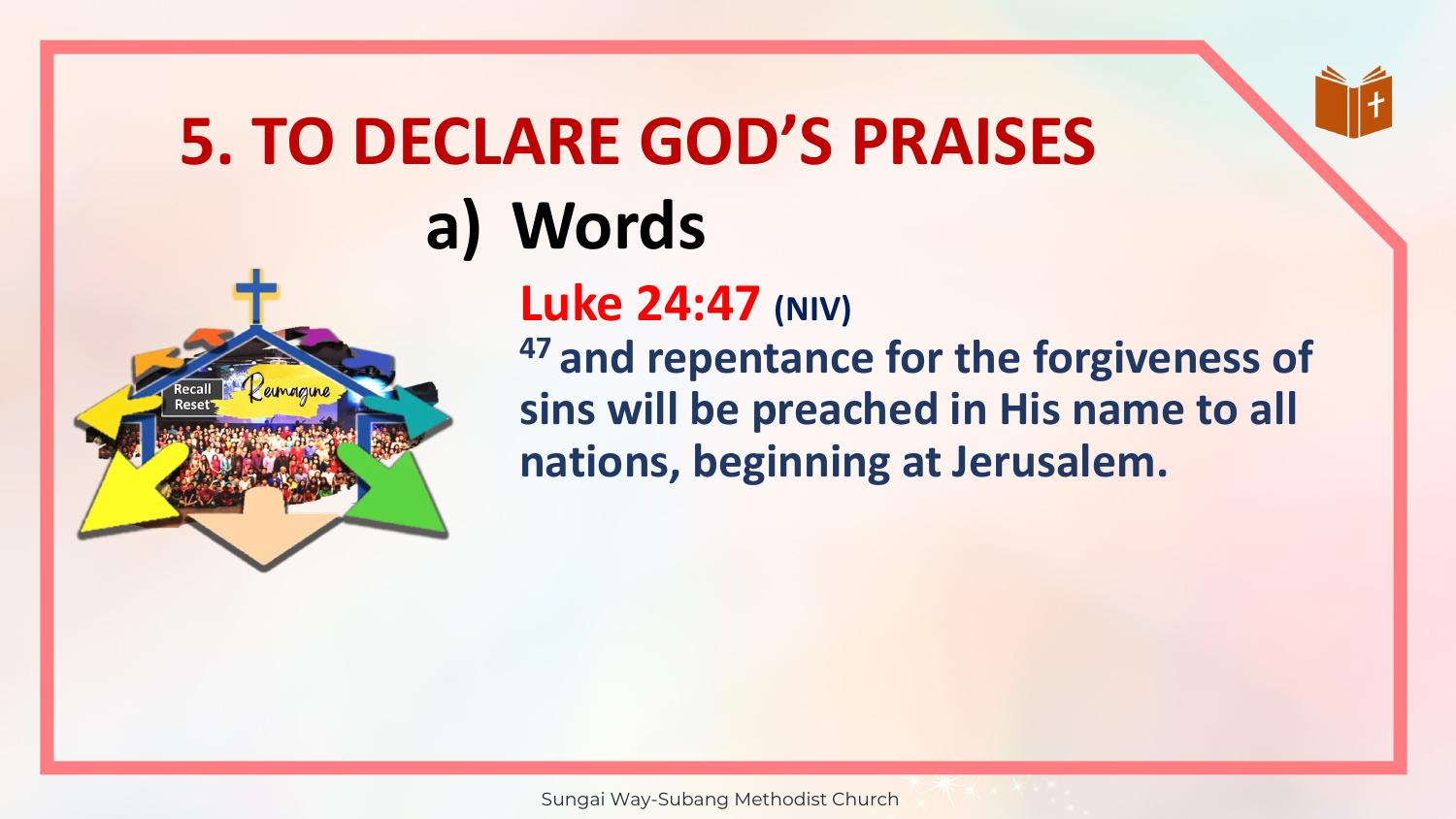# 5. TO DECLARE GOD'S PRAISES

## a) Words

**Luke 24:47** (NIV)

[47] and repentance for the forgiveness of sins will be preached in His name to all nations, beginning at Jerusalem.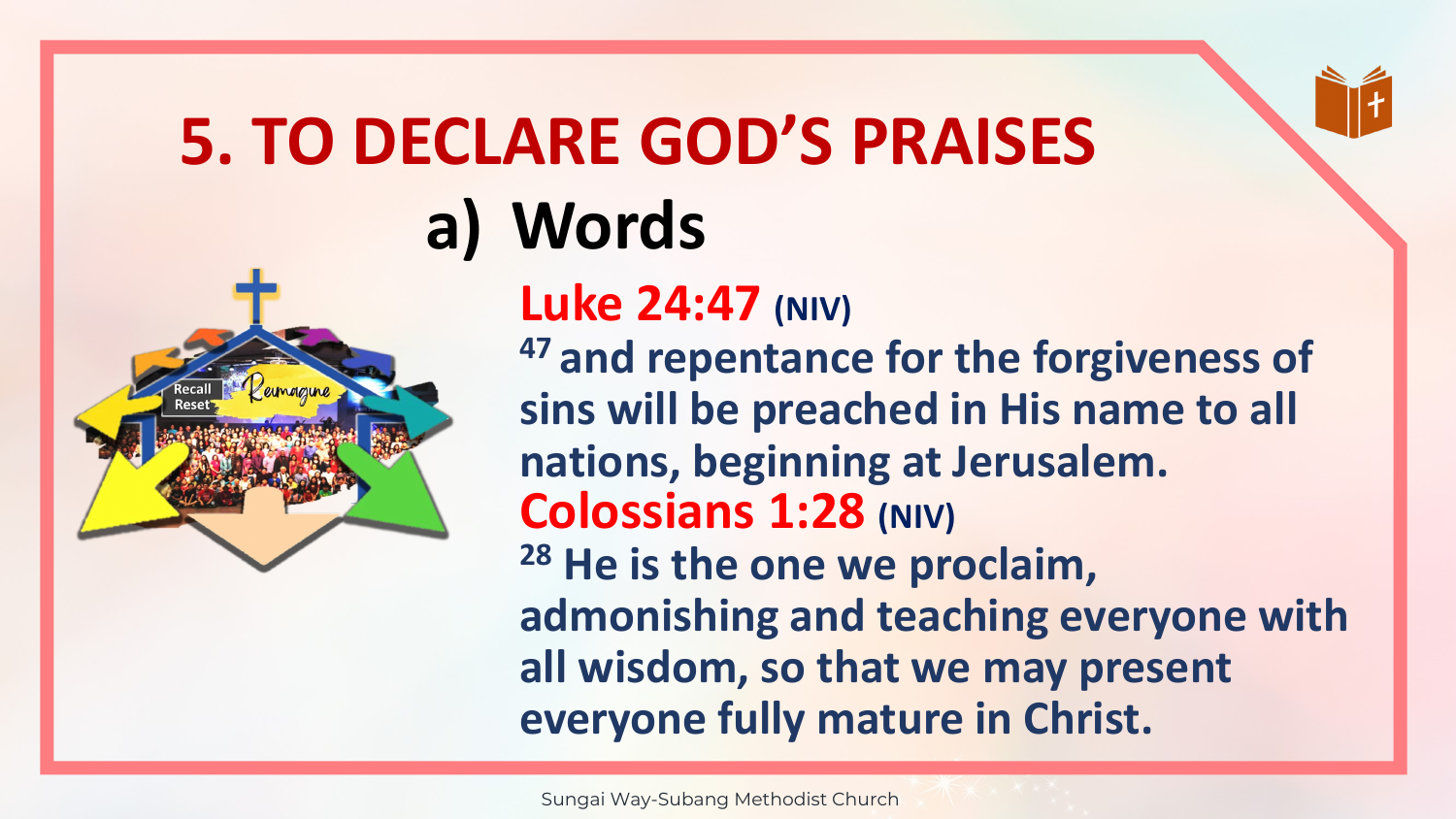# 5. TO DECLARE GOD'S PRAISES

## a) Words

**Luke 24:47** (NIV)

47 and repentance for the forgiveness of sins will be preached in His name to all nations, beginning at Jerusalem.

**Colossians 1:28** (NIV)

28 He is the one we proclaim, admonishing and teaching everyone with all wisdom, so that we may present everyone fully mature in Christ.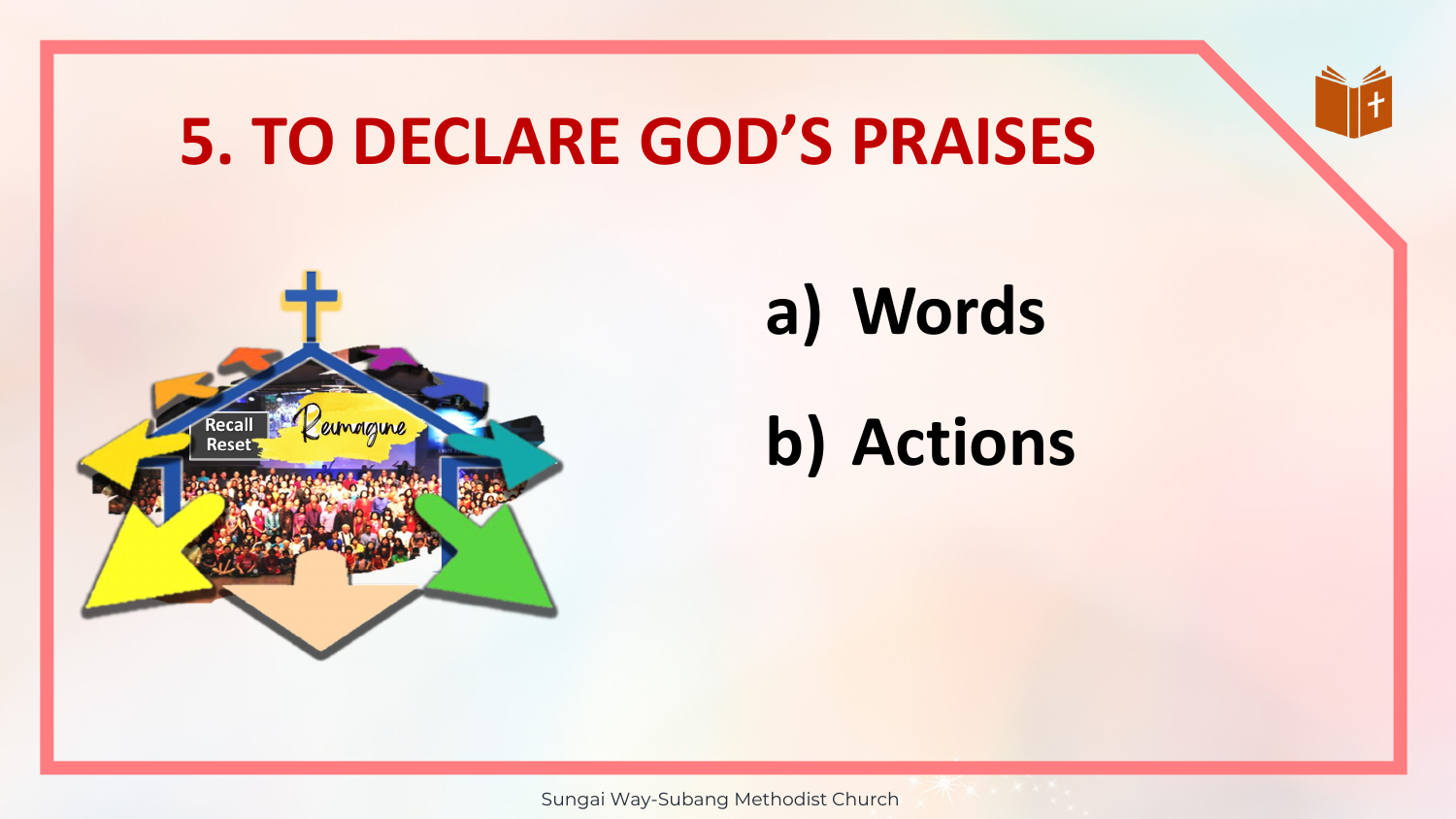# 5. TO DECLARE GOD'S PRAISES

a) Words

b) Actions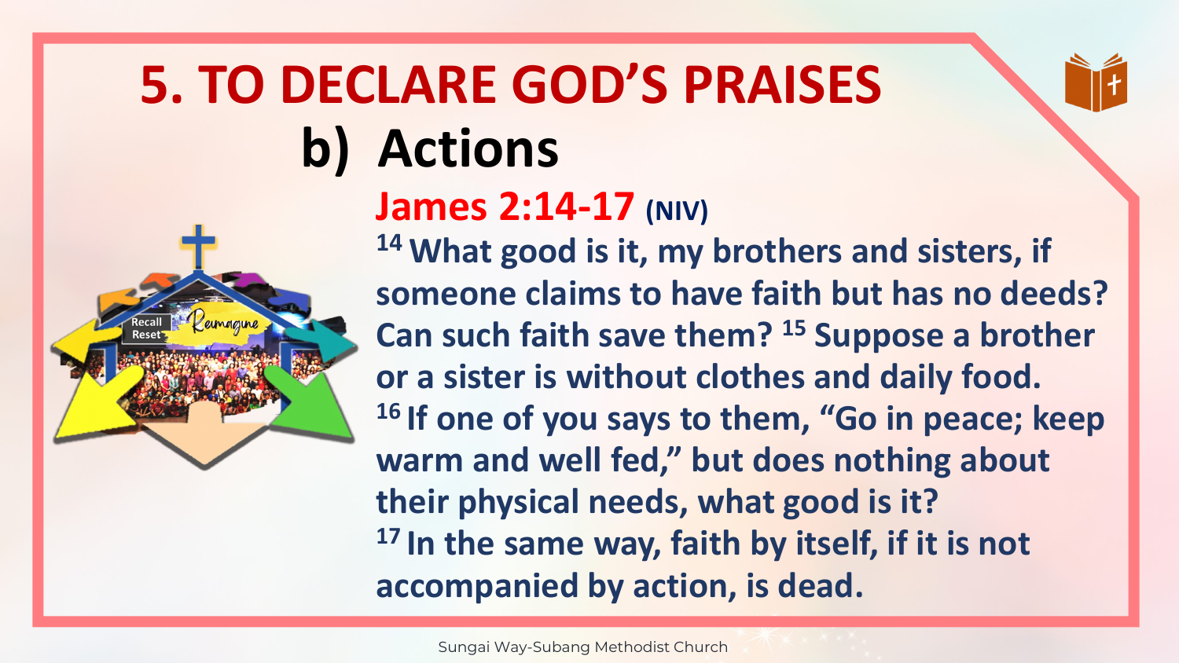# 5. TO DECLARE GOD'S PRAISES

## b) Actions

**James 2:14-17 (NIV)**

[14] What good is it, my brothers and sisters, if someone claims to have faith but has no deeds? Can such faith save them? [15] Suppose a brother or a sister is without clothes and daily food. [16] If one of you says to them, "Go in peace; keep warm and well fed," but does nothing about their physical needs, what good is it? [17] In the same way, faith by itself, if it is not accompanied by action, is dead.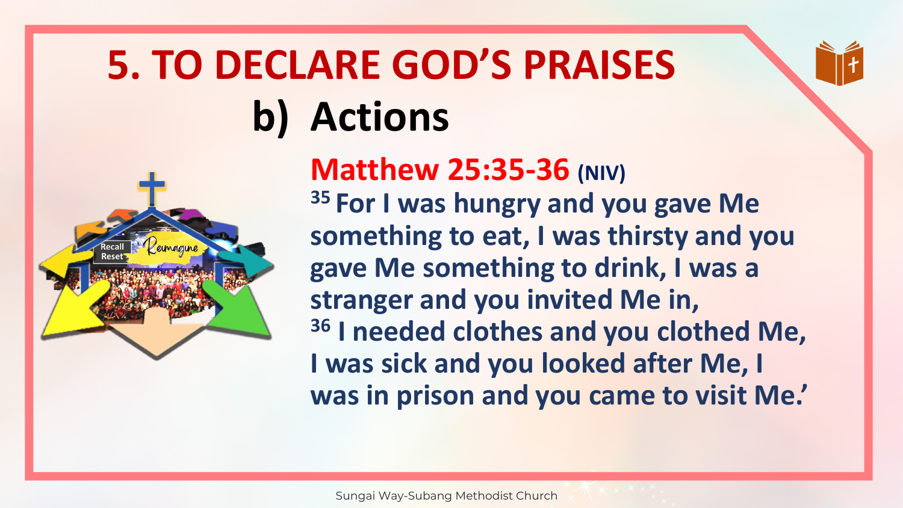# 5. TO DECLARE GOD'S PRAISES

## b) Actions

**Matthew 25:35-36** (NIV)

[35] For I was hungry and you gave Me something to eat, I was thirsty and you gave Me something to drink, I was a stranger and you invited Me in,
[36] I needed clothes and you clothed Me, I was sick and you looked after Me, I was in prison and you came to visit Me.'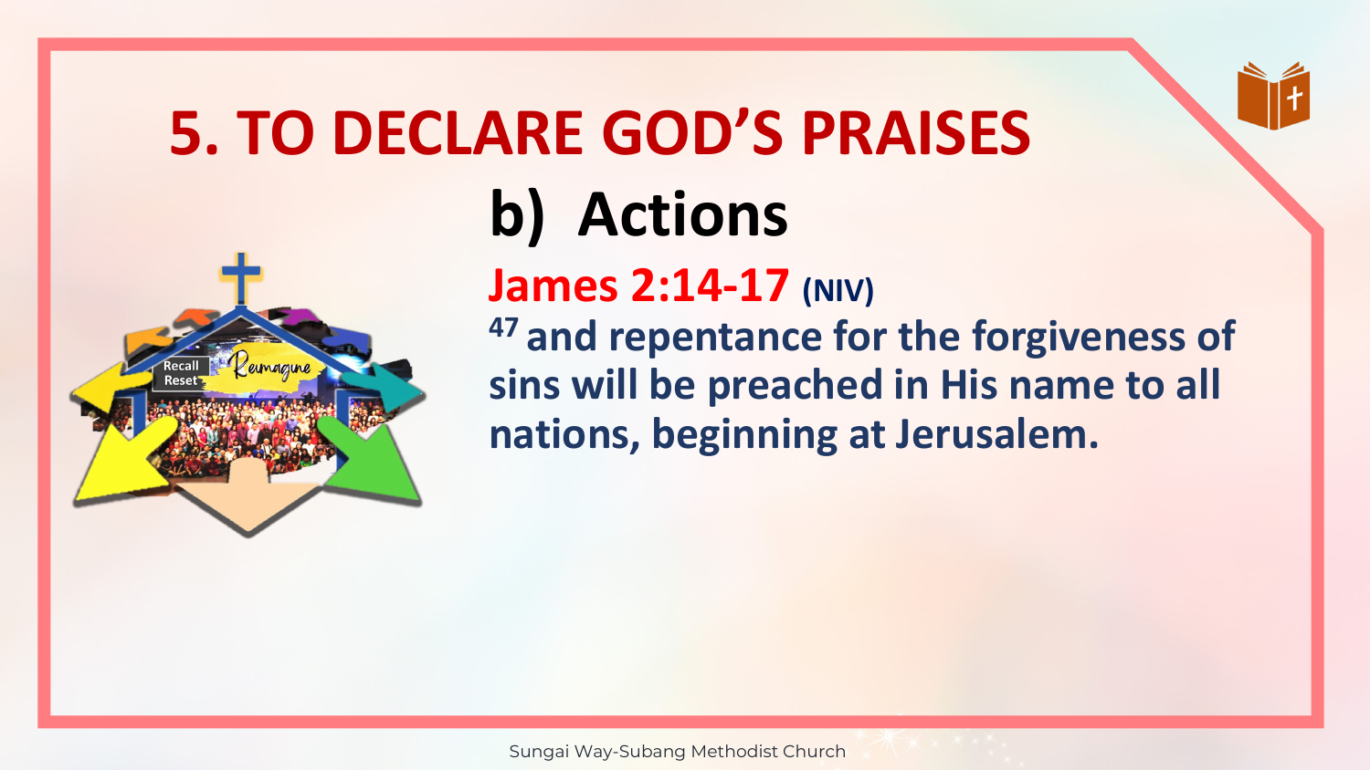# 5. TO DECLARE GOD'S PRAISES

## b) Actions

**James 2:14-17 (NIV)**

**47 and repentance for the forgiveness of sins will be preached in His name to all nations, beginning at Jerusalem.**

Recall
Reset
Reimagine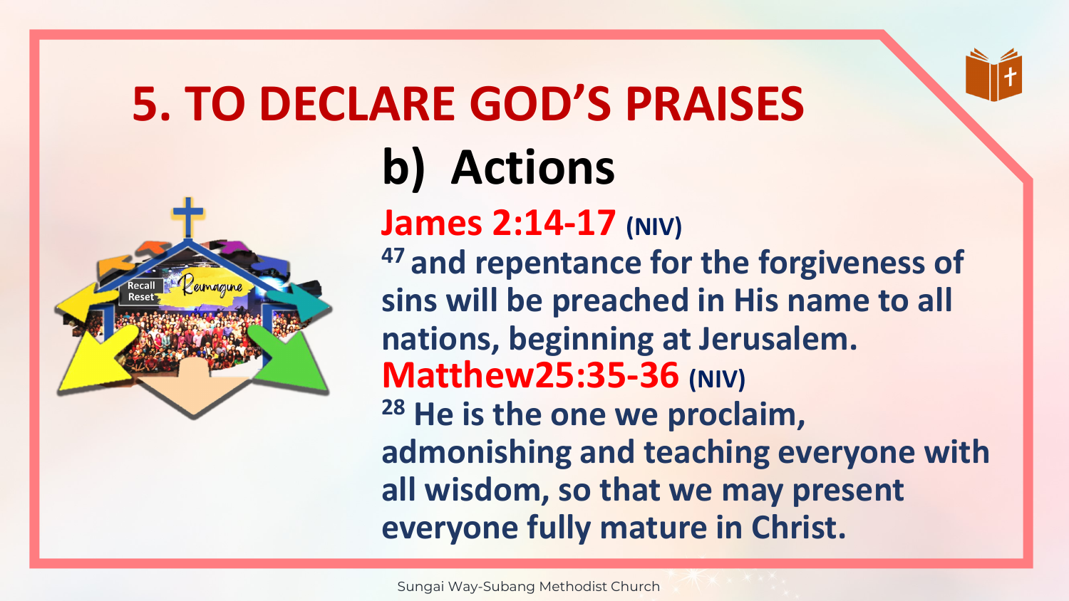# 5. TO DECLARE GOD'S PRAISES

## b) Actions

**James 2:14-17 (NIV)**

[47] and repentance for the forgiveness of sins will be preached in His name to all nations, beginning at Jerusalem.

**Matthew25:35-36 (NIV)**

[28] He is the one we proclaim, admonishing and teaching everyone with all wisdom, so that we may present everyone fully mature in Christ.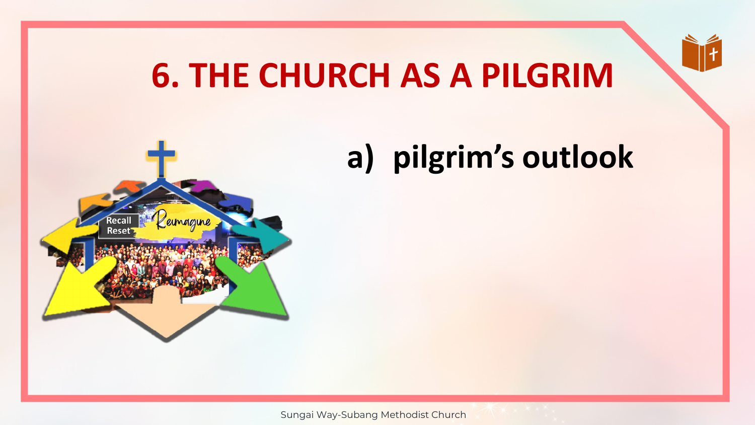# 6. THE CHURCH AS A PILGRIM

a) **pilgrim's outlook**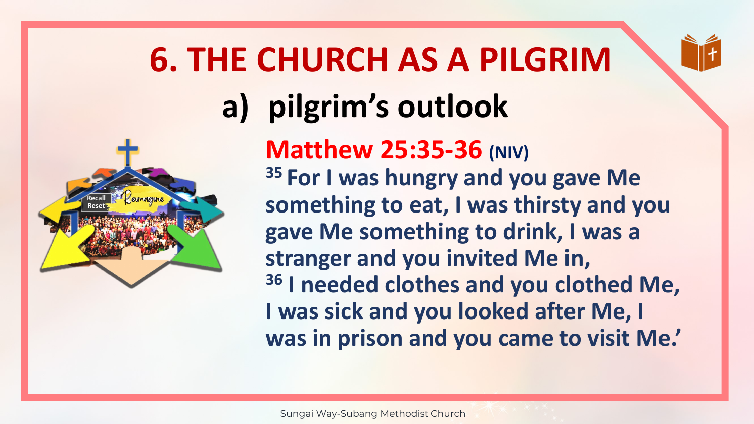# 6. THE CHURCH AS A PILGRIM

## a) pilgrim's outlook

**Matthew 25:35-36** (NIV)

[35] For I was hungry and you gave Me something to eat, I was thirsty and you gave Me something to drink, I was a stranger and you invited Me in,
[36] I needed clothes and you clothed Me, I was sick and you looked after Me, I was in prison and you came to visit Me.'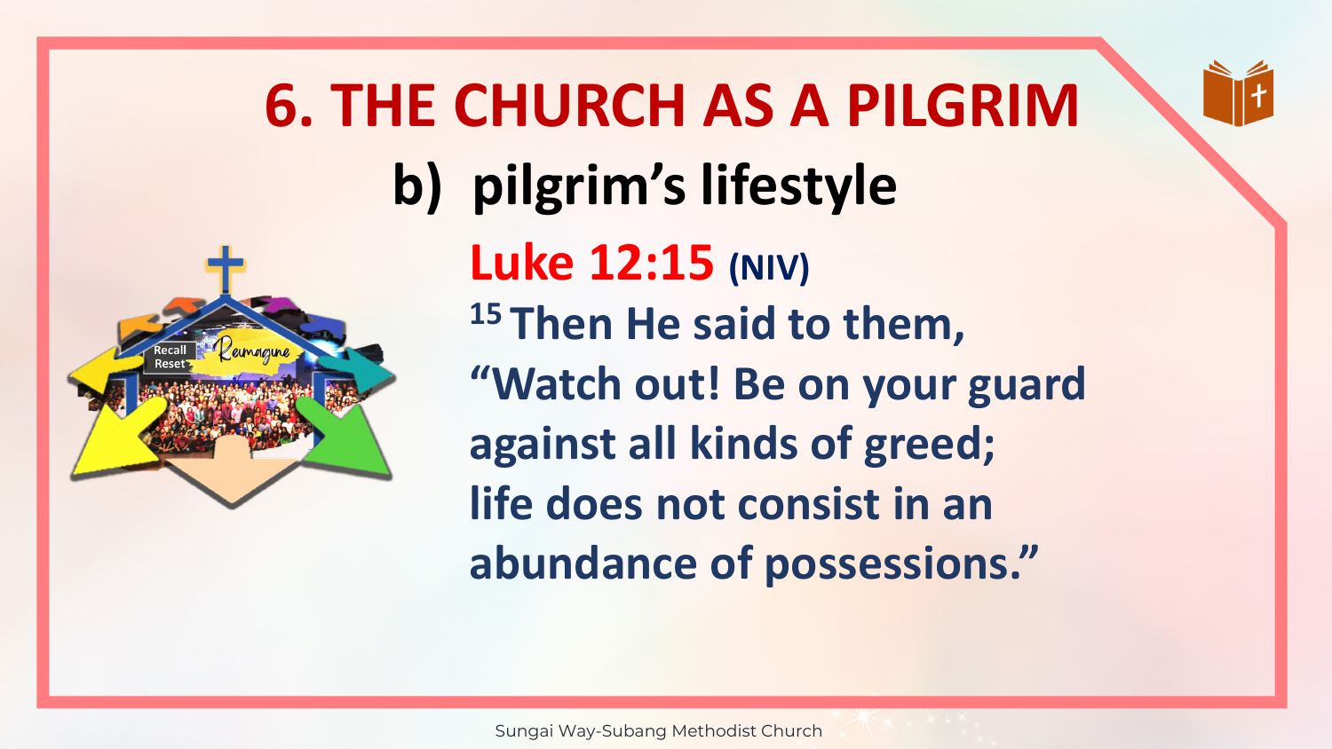# 6. THE CHURCH AS A PILGRIM

## b) pilgrim's lifestyle

**Luke 12:15 (NIV)**

[15] Then He said to them, "Watch out! Be on your guard against all kinds of greed; life does not consist in an abundance of possessions."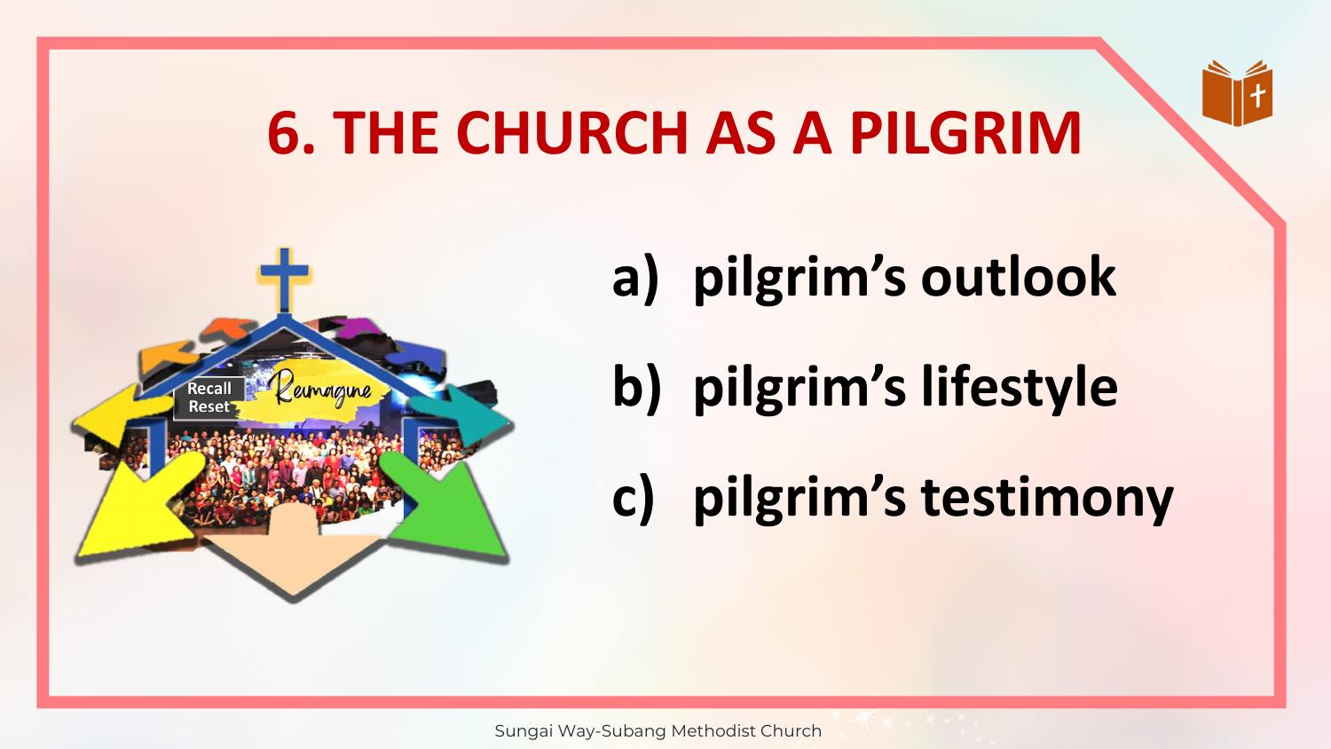# 6. THE CHURCH AS A PILGRIM

a) pilgrim's outlook

b) pilgrim's lifestyle

c) pilgrim's testimony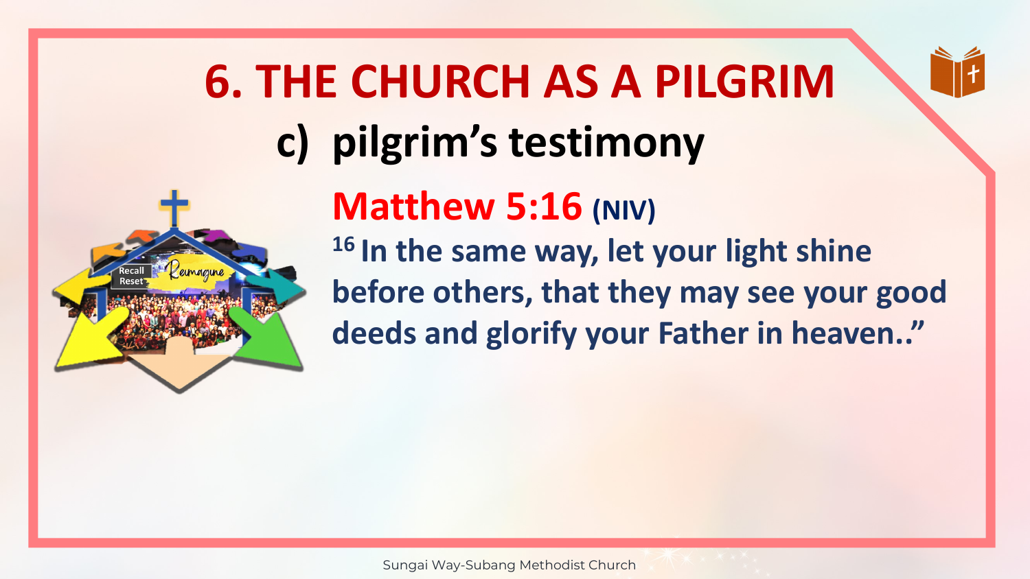# 6. THE CHURCH AS A PILGRIM

## c) pilgrim's testimony

**Matthew 5:16 (NIV)**

[16] In the same way, let your light shine before others, that they may see your good deeds and glorify your Father in heaven.."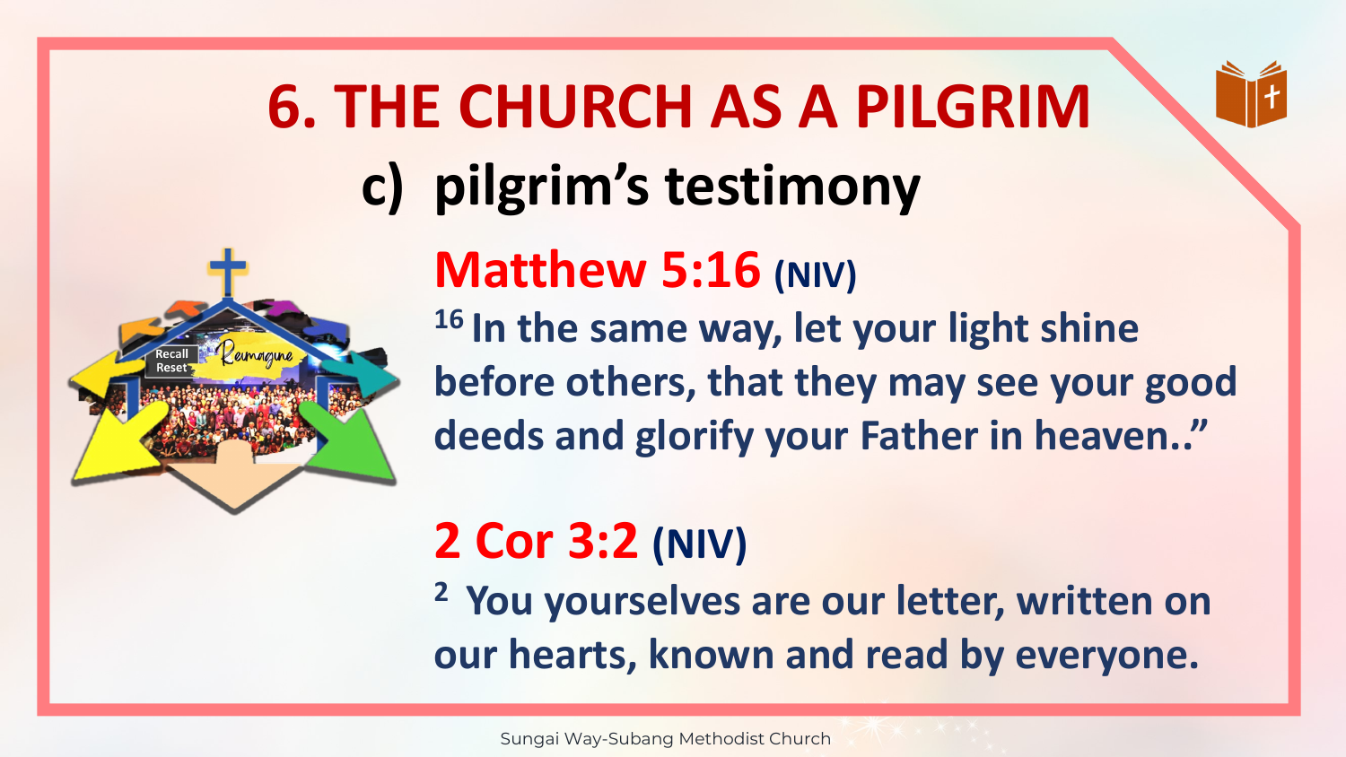# 6. THE CHURCH AS A PILGRIM

## c) pilgrim's testimony

**Matthew 5:16 (NIV)**

[16] In the same way, let your light shine before others, that they may see your good deeds and glorify your Father in heaven.."

**2 Cor 3:2 (NIV)**

[2] You yourselves are our letter, written on our hearts, known and read by everyone.